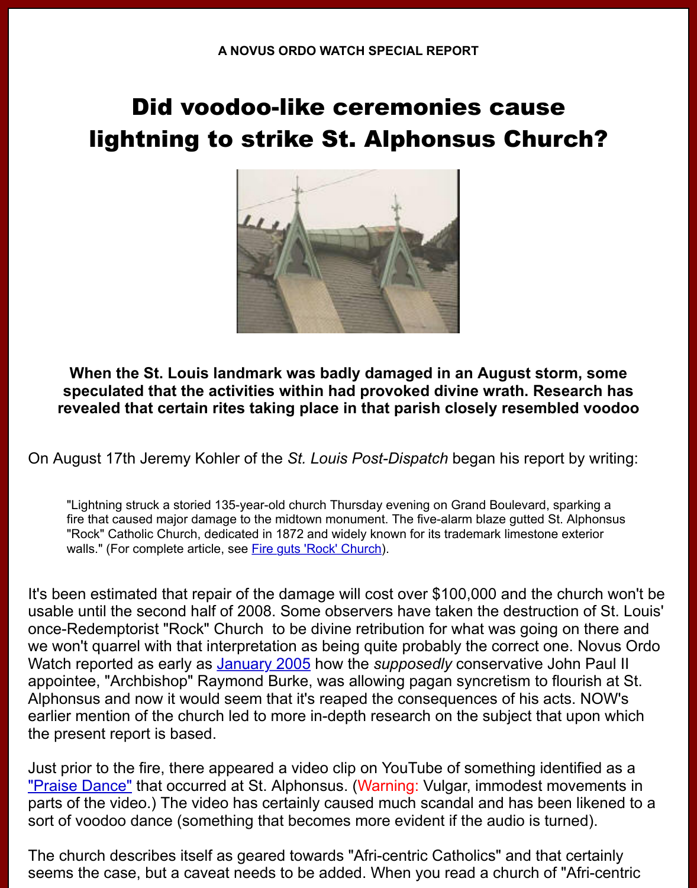A NOVUS ORDO WATCH SPECIAL REPORT

# Did voodoo-like ceremonies cause lightning to strike St. Alphonsus Church?

**When the St. Louis landmark was badly damaged in an August storm, some speculated that the activities within had provoked divine wrath. Research has revealed that certain rites taking place in that parish closely resembled voodoo**

On August 17th Jeremy Kohler of the *St. Louis Post-Dispatch* began his report by writing:

> "Lightning struck a storied 135-year-old church Thursday evening on Grand Boulevard, sparking a fire that caused major damage to the midtown monument. The five-alarm blaze gutted St. Alphonsus "Rock" Catholic Church, dedicated in 1872 and widely known for its trademark limestone exterior walls." (For complete article, see Fire guts 'Rock' Church).

It's been estimated that repair of the damage will cost over $100,000 and the church won't be usable until the second half of 2008. Some observers have taken the destruction of St. Louis' once-Redemptorist "Rock" Church to be divine retribution for what was going on there and we won't quarrel with that interpretation as being quite probably the correct one. Novus Ordo Watch reported as early as January 2005 how the *supposedly* conservative John Paul II appointee, "Archbishop" Raymond Burke, was allowing pagan syncretism to flourish at St. Alphonsus and now it would seem that it's reaped the consequences of his acts. NOW's earlier mention of the church led to more in-depth research on the subject that upon which the present report is based.

Just prior to the fire, there appeared a video clip on YouTube of something identified as a "Praise Dance" that occurred at St. Alphonsus. (Warning: Vulgar, immodest movements in parts of the video.) The video has certainly caused much scandal and has been likened to a sort of voodoo dance (something that becomes more evident if the audio is turned).

The church describes itself as geared towards "Afri-centric Catholics" and that certainly seems the case, but a caveat needs to be added. When you read a church of "Afri-centric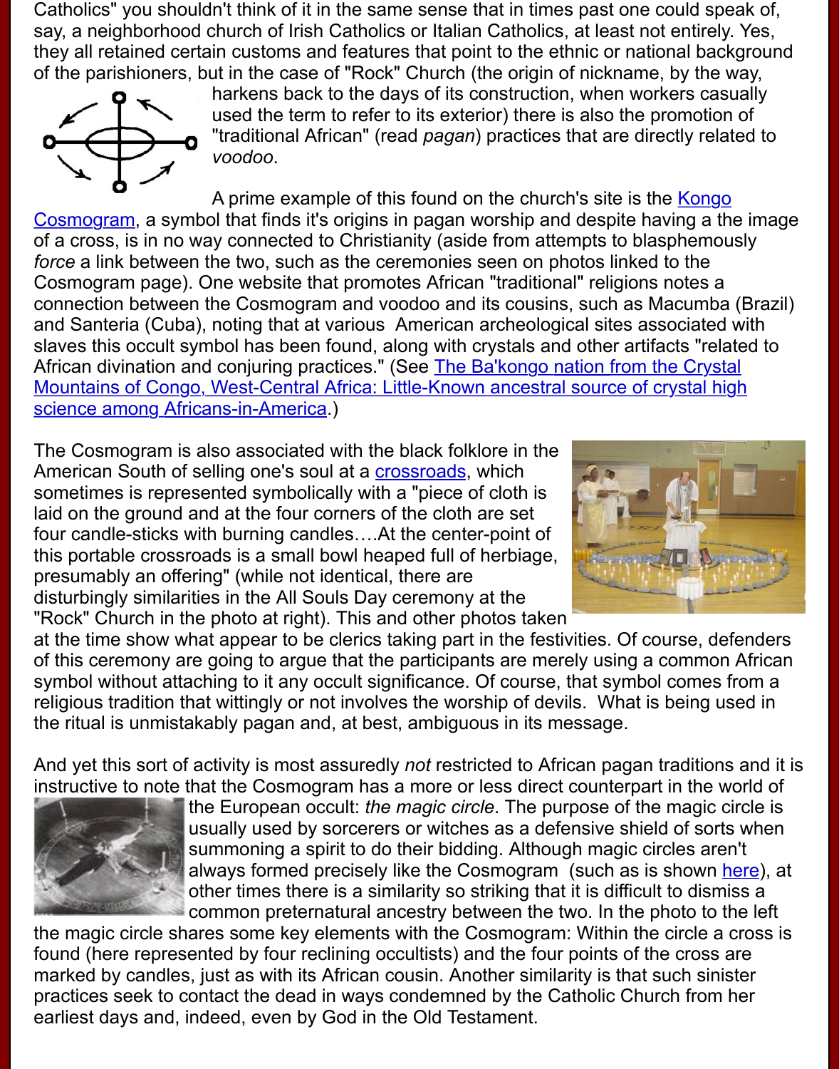Catholics" you shouldn't think of it in the same sense that in times past one could speak of, say, a neighborhood church of Irish Catholics or Italian Catholics, at least not entirely. Yes, they all retained certain customs and features that point to the ethnic or national background of the parishioners, but in the case of "Rock" Church (the origin of nickname, by the way, harkens back to the days of its construction, when workers casually used the term to refer to its exterior) there is also the promotion of "traditional African" (read *pagan*) practices that are directly related to *voodoo*.

A prime example of this found on the church's site is the Kongo Cosmogram, a symbol that finds it's origins in pagan worship and despite having a the image of a cross, is in no way connected to Christianity (aside from attempts to blasphemously *force* a link between the two, such as the ceremonies seen on photos linked to the Cosmogram page). One website that promotes African "traditional" religions notes a connection between the Cosmogram and voodoo and its cousins, such as Macumba (Brazil) and Santeria (Cuba), noting that at various American archeological sites associated with slaves this occult symbol has been found, along with crystals and other artifacts "related to African divination and conjuring practices." (See The Ba'kongo nation from the Crystal Mountains of Congo, West-Central Africa: Little-Known ancestral source of crystal high science among Africans-in-America.)

The Cosmogram is also associated with the black folklore in the American South of selling one's soul at a crossroads, which sometimes is represented symbolically with a "piece of cloth is laid on the ground and at the four corners of the cloth are set four candle-sticks with burning candles….At the center-point of this portable crossroads is a small bowl heaped full of herbiage, presumably an offering" (while not identical, there are disturbingly similarities in the All Souls Day ceremony at the "Rock" Church in the photo at right). This and other photos taken at the time show what appear to be clerics taking part in the festivities. Of course, defenders of this ceremony are going to argue that the participants are merely using a common African symbol without attaching to it any occult significance. Of course, that symbol comes from a religious tradition that wittingly or not involves the worship of devils. What is being used in the ritual is unmistakably pagan and, at best, ambiguous in its message.

And yet this sort of activity is most assuredly *not* restricted to African pagan traditions and it is instructive to note that the Cosmogram has a more or less direct counterpart in the world of the European occult: *the magic circle*. The purpose of the magic circle is usually used by sorcerers or witches as a defensive shield of sorts when summoning a spirit to do their bidding. Although magic circles aren't always formed precisely like the Cosmogram (such as is shown here), at other times there is a similarity so striking that it is difficult to dismiss a common preternatural ancestry between the two. In the photo to the left the magic circle shares some key elements with the Cosmogram: Within the circle a cross is found (here represented by four reclining occultists) and the four points of the cross are marked by candles, just as with its African cousin. Another similarity is that such sinister practices seek to contact the dead in ways condemned by the Catholic Church from her earliest days and, indeed, even by God in the Old Testament.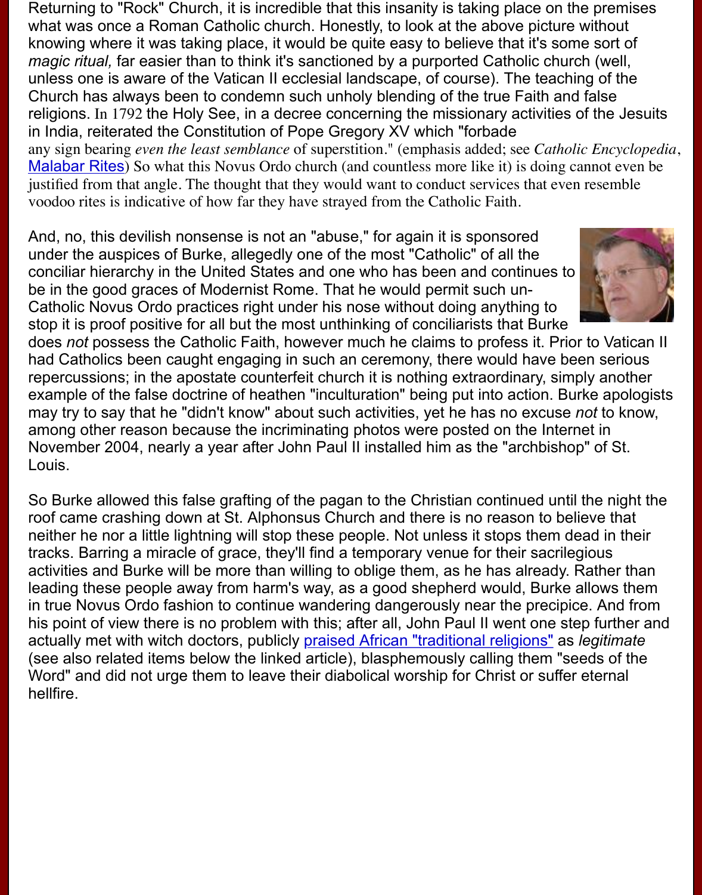Returning to "Rock" Church, it is incredible that this insanity is taking place on the premises what was once a Roman Catholic church. Honestly, to look at the above picture without knowing where it was taking place, it would be quite easy to believe that it's some sort of *magic ritual,* far easier than to think it's sanctioned by a purported Catholic church (well, unless one is aware of the Vatican II ecclesial landscape, of course). The teaching of the Church has always been to condemn such unholy blending of the true Faith and false religions. In 1792 the Holy See, in a decree concerning the missionary activities of the Jesuits in India, reiterated the Constitution of Pope Gregory XV which "forbade any sign bearing *even the least semblance* of superstition." (emphasis added; see *Catholic Encyclopedia*, Malabar Rites) So what this Novus Ordo church (and countless more like it) is doing cannot even be justified from that angle. The thought that they would want to conduct services that even resemble voodoo rites is indicative of how far they have strayed from the Catholic Faith.

And, no, this devilish nonsense is not an "abuse," for again it is sponsored under the auspices of Burke, allegedly one of the most "Catholic" of all the conciliar hierarchy in the United States and one who has been and continues to be in the good graces of Modernist Rome. That he would permit such un-Catholic Novus Ordo practices right under his nose without doing anything to stop it is proof positive for all but the most unthinking of conciliarists that Burke does *not* possess the Catholic Faith, however much he claims to profess it. Prior to Vatican II had Catholics been caught engaging in such an ceremony, there would have been serious repercussions; in the apostate counterfeit church it is nothing extraordinary, simply another example of the false doctrine of heathen "inculturation" being put into action. Burke apologists may try to say that he "didn't know" about such activities, yet he has no excuse *not* to know, among other reason because the incriminating photos were posted on the Internet in November 2004, nearly a year after John Paul II installed him as the "archbishop" of St. Louis.

So Burke allowed this false grafting of the pagan to the Christian continued until the night the roof came crashing down at St. Alphonsus Church and there is no reason to believe that neither he nor a little lightning will stop these people. Not unless it stops them dead in their tracks. Barring a miracle of grace, they'll find a temporary venue for their sacrilegious activities and Burke will be more than willing to oblige them, as he has already. Rather than leading these people away from harm's way, as a good shepherd would, Burke allows them in true Novus Ordo fashion to continue wandering dangerously near the precipice. And from his point of view there is no problem with this; after all, John Paul II went one step further and actually met with witch doctors, publicly praised African "traditional religions" as *legitimate* (see also related items below the linked article), blasphemously calling them "seeds of the Word" and did not urge them to leave their diabolical worship for Christ or suffer eternal hellfire.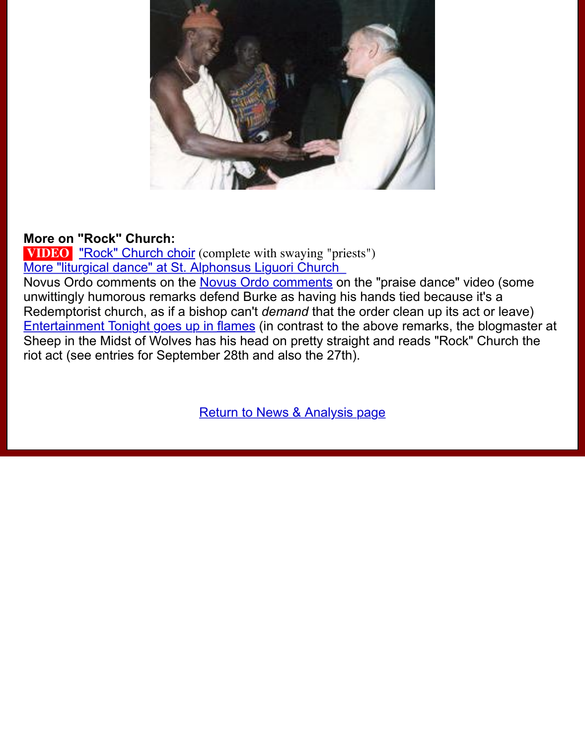**More on "Rock" Church:**

VIDEO "Rock" Church choir (complete with swaying "priests")

More "liturgical dance" at St. Alphonsus Liguori Church

Novus Ordo comments on the Novus Ordo comments on the "praise dance" video (some unwittingly humorous remarks defend Burke as having his hands tied because it's a Redemptorist church, as if a bishop can't *demand* that the order clean up its act or leave)

Entertainment Tonight goes up in flames (in contrast to the above remarks, the blogmaster at Sheep in the Midst of Wolves has his head on pretty straight and reads "Rock" Church the riot act (see entries for September 28th and also the 27th).

Return to News & Analysis page